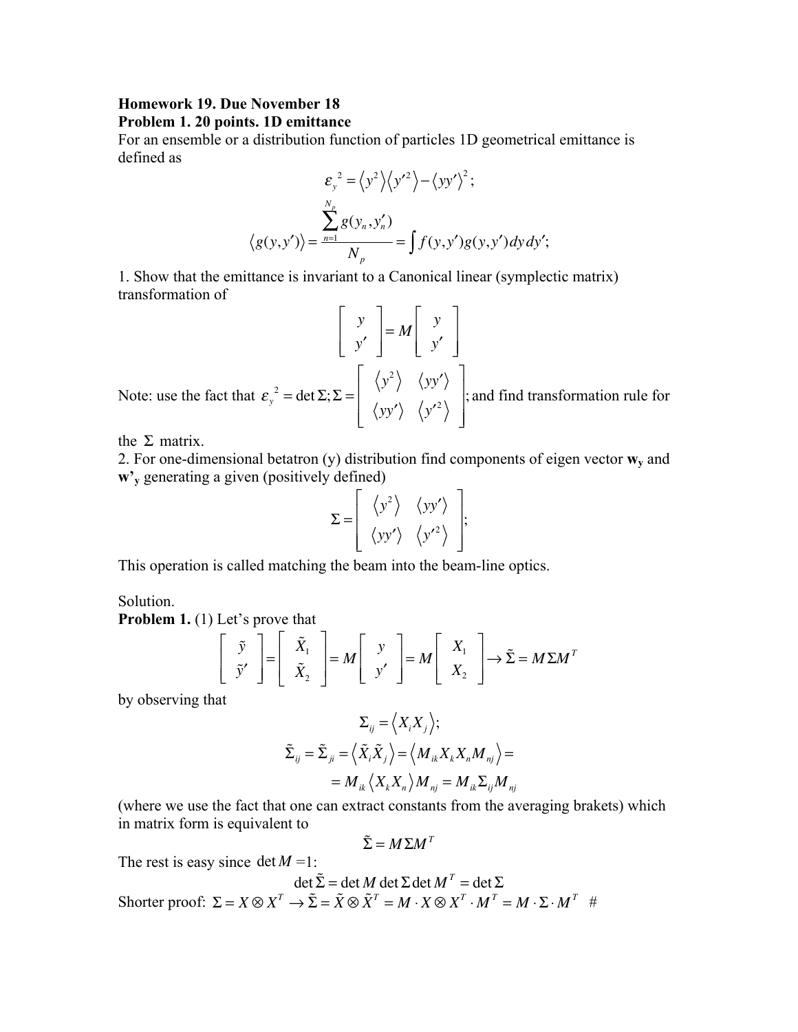**Homework 19. Due November 18**

**Problem 1. 20 points. 1D emittance**

For an ensemble or a distribution function of particles 1D geometrical emittance is defined as

$$\varepsilon_y{}^2 = \langle y^2 \rangle \langle y'^2 \rangle - \langle yy' \rangle^2;$$

$$\langle g(y,y') \rangle = \frac{\sum_{n=1}^{N_p} g(y_n, y'_n)}{N_p} = \int f(y,y') g(y,y') dy\, dy';$$

1. Show that the emittance is invariant to a Canonical linear (symplectic matrix) transformation of

$$\begin{bmatrix} y \\ y' \end{bmatrix} = M \begin{bmatrix} y \\ y' \end{bmatrix}$$

Note: use the fact that $\varepsilon_y{}^2 = \det \Sigma; \Sigma = \begin{bmatrix} \langle y^2 \rangle & \langle yy' \rangle \\ \langle yy' \rangle & \langle y'^2 \rangle \end{bmatrix}$; and find transformation rule for the $\Sigma$ matrix.

2. For one-dimensional betatron (y) distribution find components of eigen vector **w<sub>y</sub>** and **w'<sub>y</sub>** generating a given (positively defined)

$$\Sigma = \begin{bmatrix} \langle y^2 \rangle & \langle yy' \rangle \\ \langle yy' \rangle & \langle y'^2 \rangle \end{bmatrix};$$

This operation is called matching the beam into the beam-line optics.

Solution.

**Problem 1.** (1) Let's prove that

$$\begin{bmatrix} \tilde{y} \\ \tilde{y}' \end{bmatrix} = \begin{bmatrix} \tilde{X}_1 \\ \tilde{X}_2 \end{bmatrix} = M \begin{bmatrix} y \\ y' \end{bmatrix} = M \begin{bmatrix} X_1 \\ X_2 \end{bmatrix} \rightarrow \tilde{\Sigma} = M \Sigma M^T$$

by observing that

$$\Sigma_{ij} = \langle X_i X_j \rangle;$$

$$\tilde{\Sigma}_{ij} = \tilde{\Sigma}_{ji} = \langle \tilde{X}_i \tilde{X}_j \rangle = \langle M_{ik} X_k X_n M_{nj} \rangle =$$

$$= M_{ik} \langle X_k X_n \rangle M_{nj} = M_{ik} \Sigma_{ij} M_{nj}$$

(where we use the fact that one can extract constants from the averaging brakets) which in matrix form is equivalent to

$$\tilde{\Sigma} = M \Sigma M^T$$

The rest is easy since $\det M = 1$:

$$\det \tilde{\Sigma} = \det M \det \Sigma \det M^T = \det \Sigma$$

Shorter proof: $\Sigma = X \otimes X^T \rightarrow \tilde{\Sigma} = \tilde{X} \otimes \tilde{X}^T = M \cdot X \otimes X^T \cdot M^T = M \cdot \Sigma \cdot M^T \quad \#$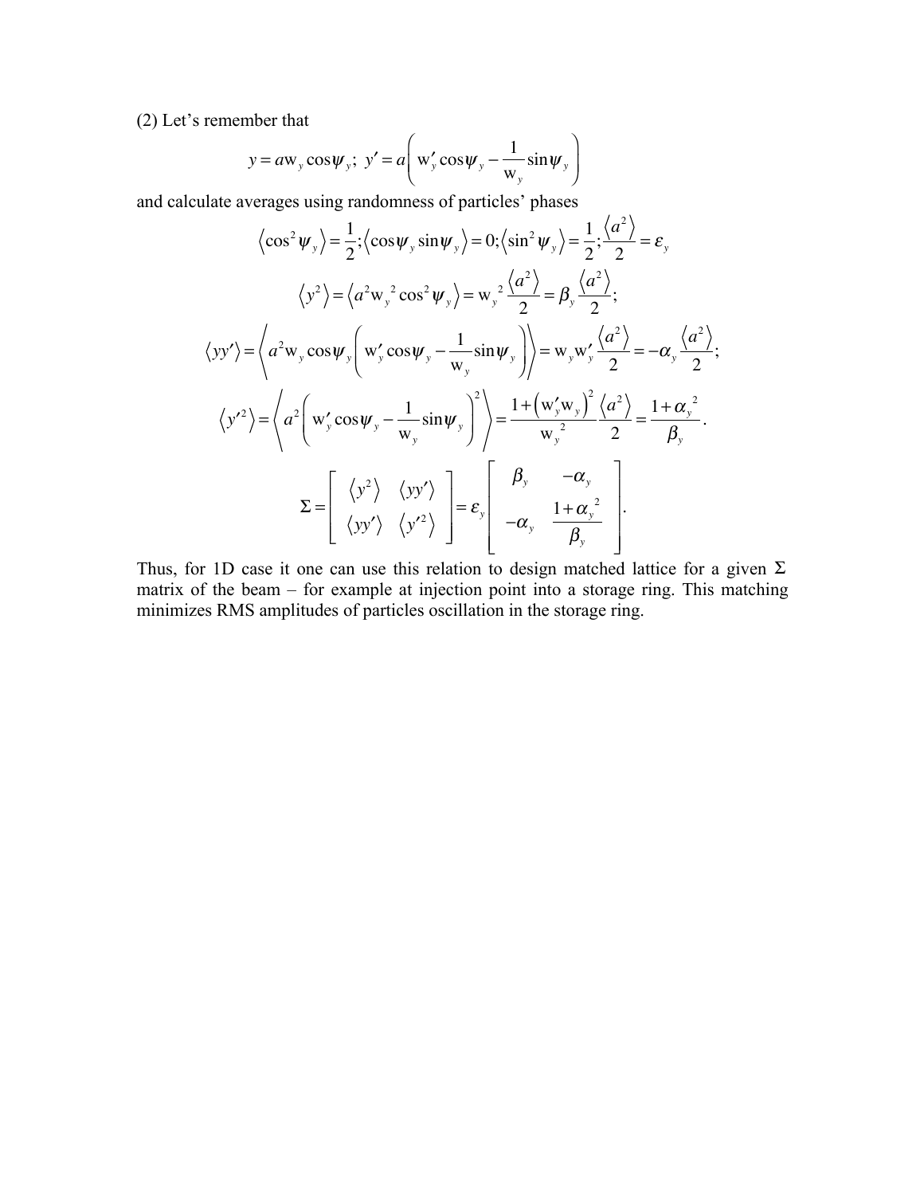(2) Let's remember that

$$y = a\mathrm{w}_y \cos\psi_y;\; y' = a\left(\mathrm{w}'_y \cos\psi_y - \frac{1}{\mathrm{w}_y}\sin\psi_y\right)$$

and calculate averages using randomness of particles' phases

$$\left\langle \cos^2\psi_y \right\rangle = \frac{1}{2}; \left\langle \cos\psi_y \sin\psi_y \right\rangle = 0; \left\langle \sin^2\psi_y \right\rangle = \frac{1}{2}; \frac{\left\langle a^2 \right\rangle}{2} = \varepsilon_y$$

$$\left\langle y^2 \right\rangle = \left\langle a^2 \mathrm{w}_y{}^2 \cos^2\psi_y \right\rangle = \mathrm{w}_y{}^2 \frac{\left\langle a^2 \right\rangle}{2} = \beta_y \frac{\left\langle a^2 \right\rangle}{2};$$

$$\left\langle yy' \right\rangle = \left\langle a^2 \mathrm{w}_y \cos\psi_y \left(\mathrm{w}'_y \cos\psi_y - \frac{1}{\mathrm{w}_y}\sin\psi_y\right)\right\rangle = \mathrm{w}_y \mathrm{w}'_y \frac{\left\langle a^2 \right\rangle}{2} = -\alpha_y \frac{\left\langle a^2 \right\rangle}{2};$$

$$\left\langle y'^2 \right\rangle = \left\langle a^2 \left(\mathrm{w}'_y \cos\psi_y - \frac{1}{\mathrm{w}_y}\sin\psi_y\right)^2 \right\rangle = \frac{1 + \left(\mathrm{w}'_y \mathrm{w}_y\right)^2}{\mathrm{w}_y{}^2} \frac{\left\langle a^2 \right\rangle}{2} = \frac{1 + \alpha_y{}^2}{\beta_y}.$$

$$\Sigma = \begin{bmatrix} \left\langle y^2 \right\rangle & \left\langle yy' \right\rangle \\ \left\langle yy' \right\rangle & \left\langle y'^2 \right\rangle \end{bmatrix} = \varepsilon_y \begin{bmatrix} \beta_y & -\alpha_y \\ -\alpha_y & \dfrac{1 + \alpha_y{}^2}{\beta_y} \end{bmatrix}.$$

Thus, for 1D case it one can use this relation to design matched lattice for a given $\Sigma$ matrix of the beam – for example at injection point into a storage ring. This matching minimizes RMS amplitudes of particles oscillation in the storage ring.